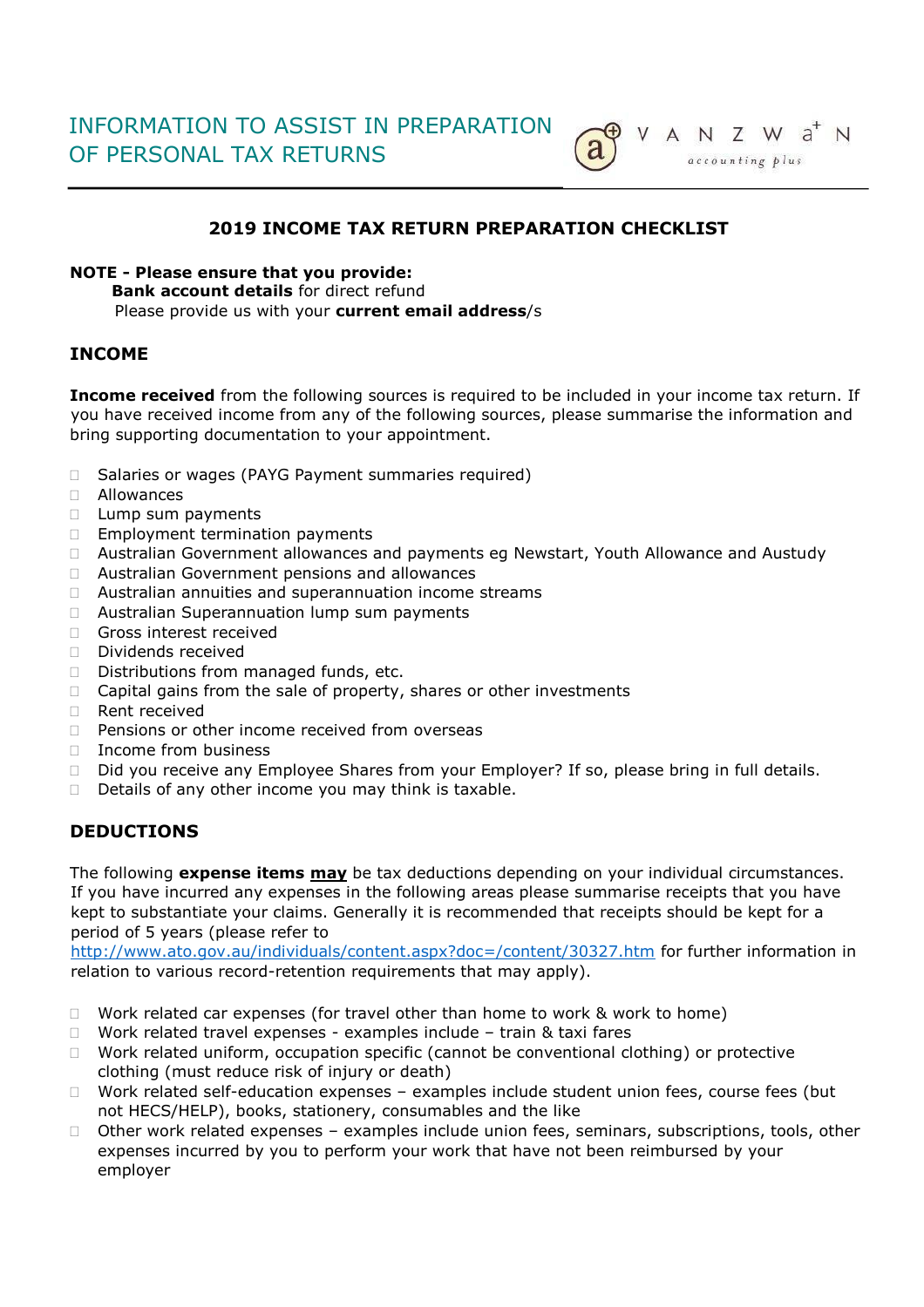# INFORMATION TO ASSIST IN PREPARATION OF PERSONAL TAX RETURNS

VANZWaN accounting plus

## 2019 INCOME TAX RETURN PREPARATION CHECKLIST

**NOTE - Please ensure that you provide:**
**Bank account details** for direct refund
Please provide us with your **current email address**/s

## INCOME

**Income received** from the following sources is required to be included in your income tax return. If you have received income from any of the following sources, please summarise the information and bring supporting documentation to your appointment.

- ☐ Salaries or wages (PAYG Payment summaries required)
- ☐ Allowances
- ☐ Lump sum payments
- ☐ Employment termination payments
- ☐ Australian Government allowances and payments eg Newstart, Youth Allowance and Austudy
- ☐ Australian Government pensions and allowances
- ☐ Australian annuities and superannuation income streams
- ☐ Australian Superannuation lump sum payments
- ☐ Gross interest received
- ☐ Dividends received
- ☐ Distributions from managed funds, etc.
- ☐ Capital gains from the sale of property, shares or other investments
- ☐ Rent received
- ☐ Pensions or other income received from overseas
- ☐ Income from business
- ☐ Did you receive any Employee Shares from your Employer? If so, please bring in full details.
- ☐ Details of any other income you may think is taxable.

## DEDUCTIONS

The following **expense items <u>may</u>** be tax deductions depending on your individual circumstances. If you have incurred any expenses in the following areas please summarise receipts that you have kept to substantiate your claims. Generally it is recommended that receipts should be kept for a period of 5 years (please refer to http://www.ato.gov.au/individuals/content.aspx?doc=/content/30327.htm for further information in relation to various record-retention requirements that may apply).

- ☐ Work related car expenses (for travel other than home to work & work to home)
- ☐ Work related travel expenses - examples include – train & taxi fares
- ☐ Work related uniform, occupation specific (cannot be conventional clothing) or protective clothing (must reduce risk of injury or death)
- ☐ Work related self-education expenses – examples include student union fees, course fees (but not HECS/HELP), books, stationery, consumables and the like
- ☐ Other work related expenses – examples include union fees, seminars, subscriptions, tools, other expenses incurred by you to perform your work that have not been reimbursed by your employer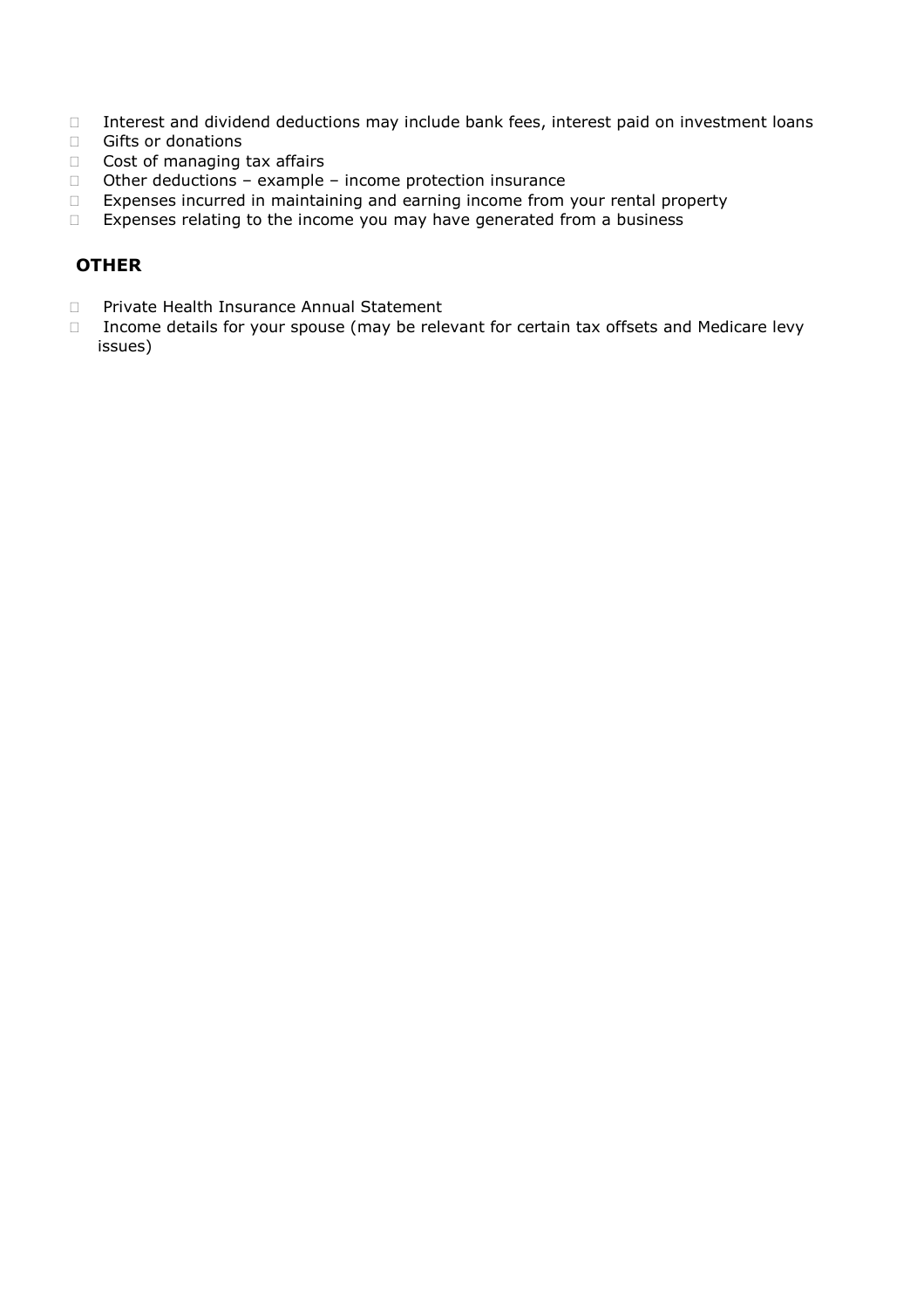- Interest and dividend deductions may include bank fees, interest paid on investment loans
- Gifts or donations
- Cost of managing tax affairs
- Other deductions – example – income protection insurance
- Expenses incurred in maintaining and earning income from your rental property
- Expenses relating to the income you may have generated from a business

## OTHER

- Private Health Insurance Annual Statement
- Income details for your spouse (may be relevant for certain tax offsets and Medicare levy issues)